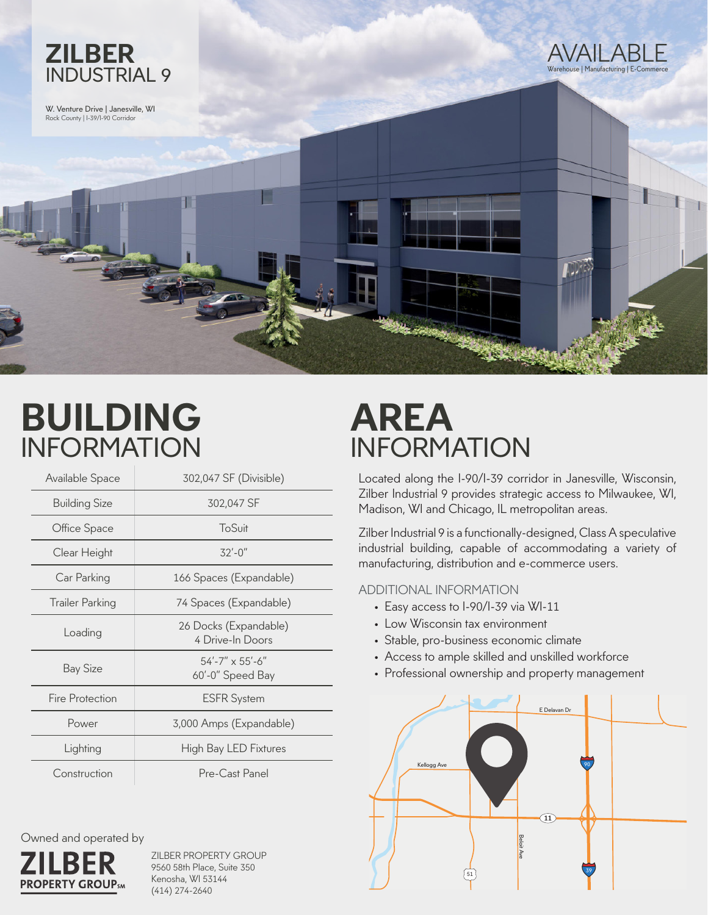# ZILBER INDUSTRIAL 9

W. Venture Drive | Janesville, WI
Rock County | I-39/I-90 Corridor

AVAILABLE
Warehouse | Manufacturing | E-Commerce

## BUILDING INFORMATION

| | |
|---|---|
| Available Space | 302,047 SF (Divisible) |
| Building Size | 302,047 SF |
| Office Space | ToSuit |
| Clear Height | 32'-0" |
| Car Parking | 166 Spaces (Expandable) |
| Trailer Parking | 74 Spaces (Expandable) |
| Loading | 26 Docks (Expandable)<br>4 Drive-In Doors |
| Bay Size | 54'-7" x 55'-6"<br>60'-0" Speed Bay |
| Fire Protection | ESFR System |
| Power | 3,000 Amps (Expandable) |
| Lighting | High Bay LED Fixtures |
| Construction | Pre-Cast Panel |

## AREA INFORMATION

Located along the I-90/I-39 corridor in Janesville, Wisconsin, Zilber Industrial 9 provides strategic access to Milwaukee, WI, Madison, WI and Chicago, IL metropolitan areas.

Zilber Industrial 9 is a functionally-designed, Class A speculative industrial building, capable of accommodating a variety of manufacturing, distribution and e-commerce users.

### ADDITIONAL INFORMATION

- Easy access to I-90/I-39 via WI-11
- Low Wisconsin tax environment
- Stable, pro-business economic climate
- Access to ample skilled and unskilled workforce
- Professional ownership and property management

E Delavan Dr
Kellogg Ave
Beloit Ave
90
11
39
51

Owned and operated by

ZILBER PROPERTY GROUP℠

ZILBER PROPERTY GROUP
9560 58th Place, Suite 350
Kenosha, WI 53144
(414) 274-2640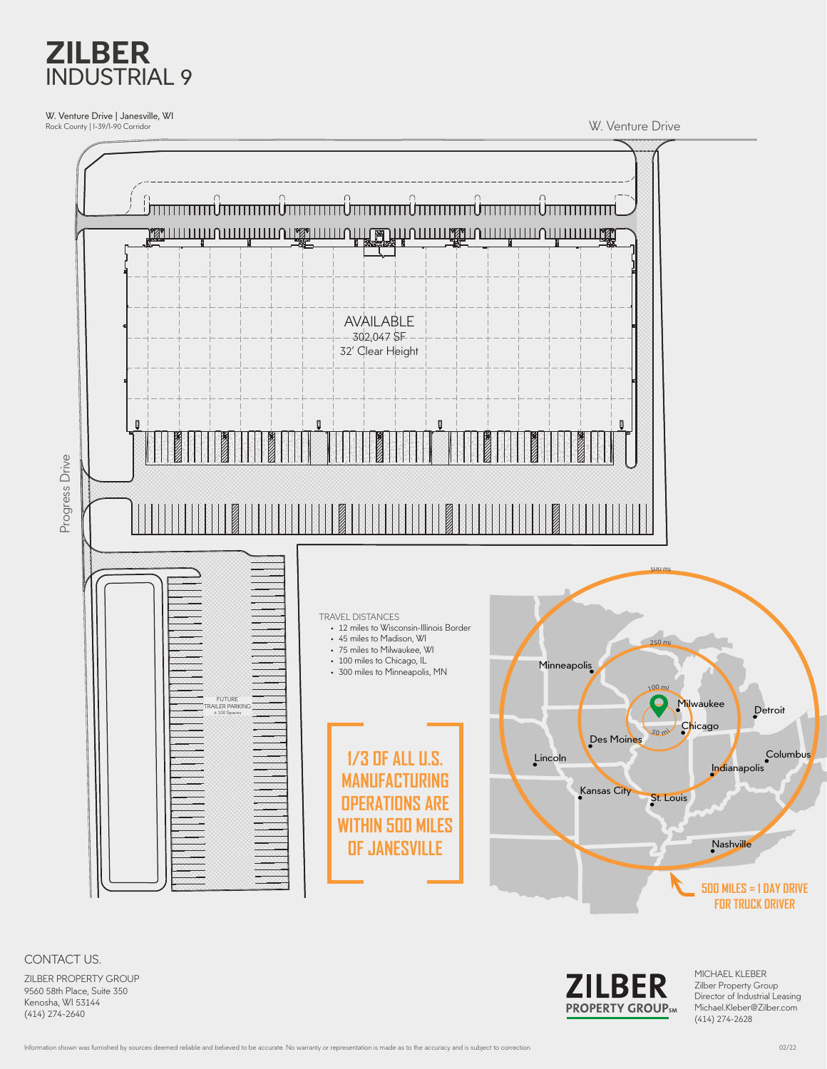# ZILBER
## INDUSTRIAL 9

W. Venture Drive | Janesville, WI
Rock County | I-39/I-90 Corridor

W. Venture Drive

Progress Drive

AVAILABLE
302,047 SF
32' Clear Height

FUTURE
TRAILER PARKING
± 100 Spaces

TRAVEL DISTANCES

- 12 miles to Wisconsin-Illinois Border
- 45 miles to Madison, WI
- 75 miles to Milwaukee, WI
- 100 miles to Chicago, IL
- 300 miles to Minneapolis, MN

**1/3 OF ALL U.S. MANUFACTURING OPERATIONS ARE WITHIN 500 MILES OF JANESVILLE**

500 mi
250 mi
100 mi
50 mi

Minneapolis
Milwaukee
Detroit
Chicago
Des Moines
Columbus
Lincoln
Indianapolis
Kansas City
St. Louis
Nashville

**500 MILES = 1 DAY DRIVE FOR TRUCK DRIVER**

CONTACT US.

ZILBER PROPERTY GROUP
9560 58th Place, Suite 350
Kenosha, WI 53144
(414) 274-2640

ZILBER PROPERTY GROUP℠

MICHAEL KLEBER
Zilber Property Group
Director of Industrial Leasing
Michael.Kleber@Zilber.com
(414) 274-2628

Information shown was furnished by sources deemed reliable and believed to be accurate. No warranty or representation is made as to the accuracy and is subject to correction.

02/22